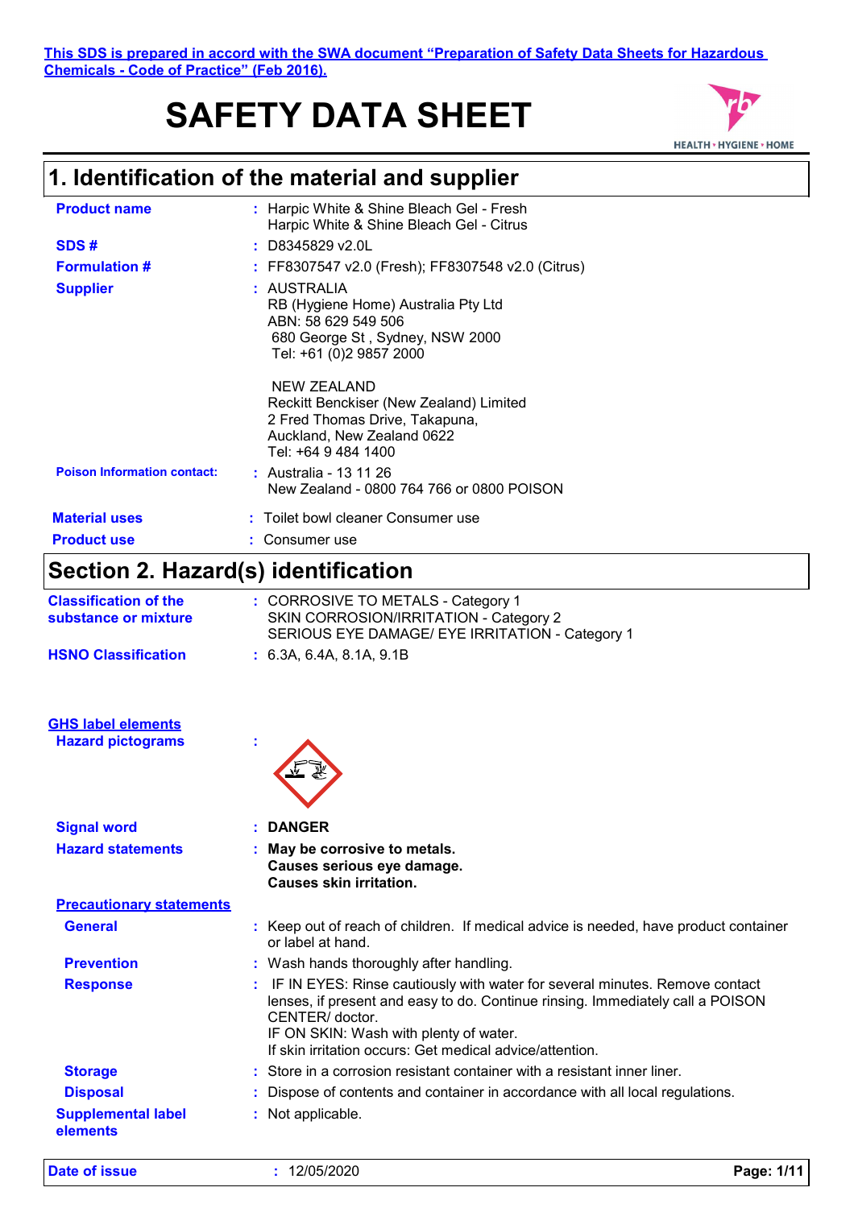This SDS is prepared in accord with the SWA document "Preparation of Safety Data Sheets for Hazardous Chemicals - Code of Practice" (Feb 2016).

# SAFETY DATA SHEET

HEALTH • HYGIENE • HOME

## 1. Identification of the material and supplier

| | | |
|---|---|---|
| **Product name** | : | Harpic White & Shine Bleach Gel - Fresh<br>Harpic White & Shine Bleach Gel - Citrus |
| **SDS #** | : | D8345829 v2.0L |
| **Formulation #** | : | FF8307547 v2.0 (Fresh); FF8307548 v2.0 (Citrus) |
| **Supplier** | : | AUSTRALIA<br>RB (Hygiene Home) Australia Pty Ltd<br>ABN: 58 629 549 506<br>680 George St , Sydney, NSW 2000<br>Tel: +61 (0)2 9857 2000<br><br>NEW ZEALAND<br>Reckitt Benckiser (New Zealand) Limited<br>2 Fred Thomas Drive, Takapuna,<br>Auckland, New Zealand 0622<br>Tel: +64 9 484 1400 |
| **Poison Information contact:** | : | Australia - 13 11 26<br>New Zealand - 0800 764 766 or 0800 POISON |
| **Material uses** | : | Toilet bowl cleaner Consumer use |
| **Product use** | : | Consumer use |

## Section 2. Hazard(s) identification

| | | |
|---|---|---|
| **Classification of the substance or mixture** | : | CORROSIVE TO METALS - Category 1<br>SKIN CORROSION/IRRITATION - Category 2<br>SERIOUS EYE DAMAGE/ EYE IRRITATION - Category 1 |
| **HSNO Classification** | : | 6.3A, 6.4A, 8.1A, 9.1B |

**GHS label elements**

| | | |
|---|---|---|
| **Hazard pictograms** | : | |
| **Signal word** | : | **DANGER** |
| **Hazard statements** | : | **May be corrosive to metals.**<br>**Causes serious eye damage.**<br>**Causes skin irritation.** |

**Precautionary statements**

| | | |
|---|---|---|
| **General** | : | Keep out of reach of children. If medical advice is needed, have product container or label at hand. |
| **Prevention** | : | Wash hands thoroughly after handling. |
| **Response** | : | IF IN EYES: Rinse cautiously with water for several minutes. Remove contact lenses, if present and easy to do. Continue rinsing. Immediately call a POISON CENTER/ doctor.<br>IF ON SKIN: Wash with plenty of water.<br>If skin irritation occurs: Get medical advice/attention. |
| **Storage** | : | Store in a corrosion resistant container with a resistant inner liner. |
| **Disposal** | : | Dispose of contents and container in accordance with all local regulations. |
| **Supplemental label elements** | : | Not applicable. |

**Date of issue** : 12/05/2020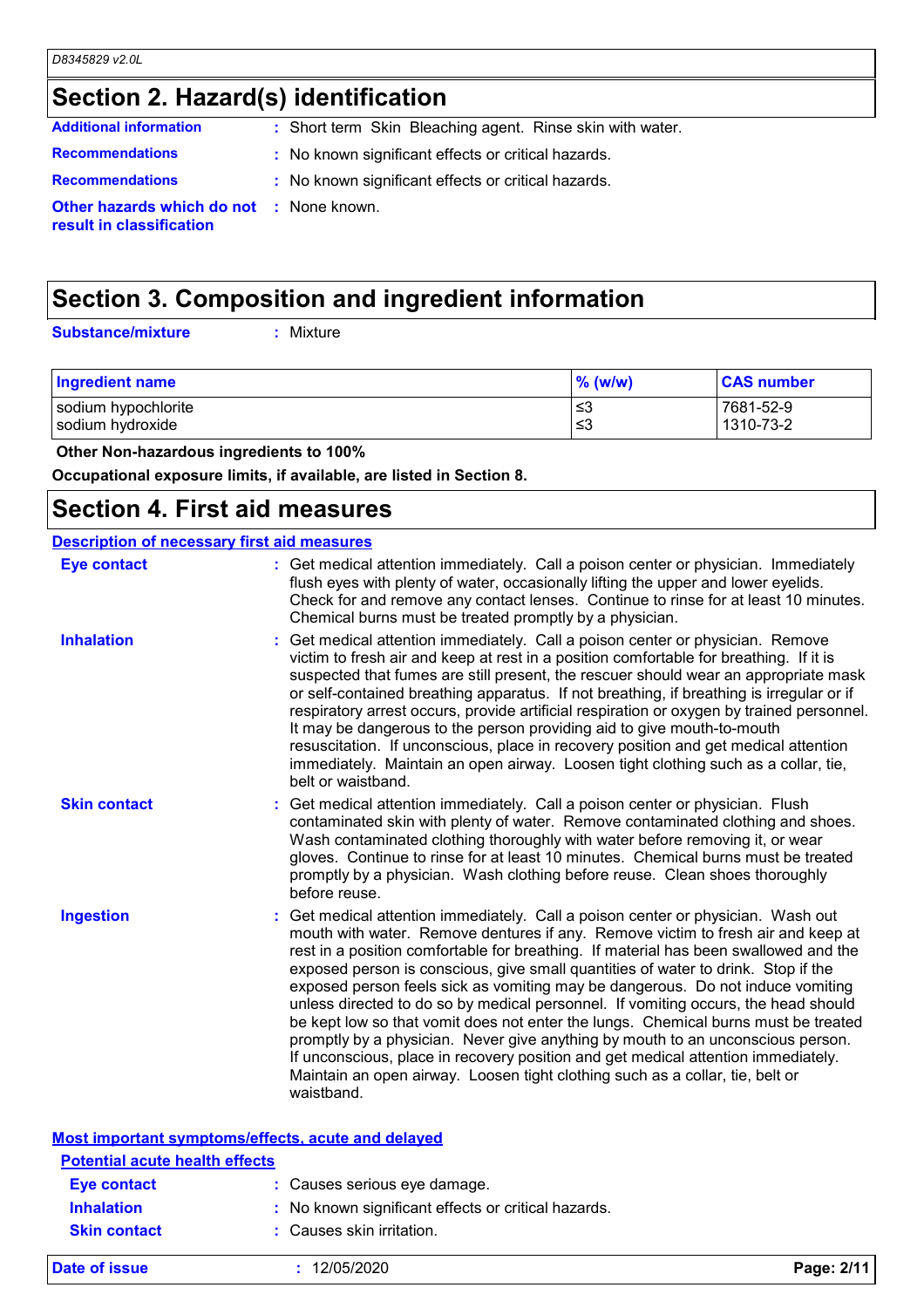## Section 2. Hazard(s) identification

**Additional information** : Short term Skin Bleaching agent. Rinse skin with water.

**Recommendations** : No known significant effects or critical hazards.

**Recommendations** : No known significant effects or critical hazards.

**Other hazards which do not result in classification** : None known.

## Section 3. Composition and ingredient information

**Substance/mixture** : Mixture

| Ingredient name | % (w/w) | CAS number |
|---|---|---|
| sodium hypochlorite | ≤3 | 7681-52-9 |
| sodium hydroxide | ≤3 | 1310-73-2 |

**Other Non-hazardous ingredients to 100%**

**Occupational exposure limits, if available, are listed in Section 8.**

## Section 4. First aid measures

### Description of necessary first aid measures

**Eye contact** : Get medical attention immediately. Call a poison center or physician. Immediately flush eyes with plenty of water, occasionally lifting the upper and lower eyelids. Check for and remove any contact lenses. Continue to rinse for at least 10 minutes. Chemical burns must be treated promptly by a physician.

**Inhalation** : Get medical attention immediately. Call a poison center or physician. Remove victim to fresh air and keep at rest in a position comfortable for breathing. If it is suspected that fumes are still present, the rescuer should wear an appropriate mask or self-contained breathing apparatus. If not breathing, if breathing is irregular or if respiratory arrest occurs, provide artificial respiration or oxygen by trained personnel. It may be dangerous to the person providing aid to give mouth-to-mouth resuscitation. If unconscious, place in recovery position and get medical attention immediately. Maintain an open airway. Loosen tight clothing such as a collar, tie, belt or waistband.

**Skin contact** : Get medical attention immediately. Call a poison center or physician. Flush contaminated skin with plenty of water. Remove contaminated clothing and shoes. Wash contaminated clothing thoroughly with water before removing it, or wear gloves. Continue to rinse for at least 10 minutes. Chemical burns must be treated promptly by a physician. Wash clothing before reuse. Clean shoes thoroughly before reuse.

**Ingestion** : Get medical attention immediately. Call a poison center or physician. Wash out mouth with water. Remove dentures if any. Remove victim to fresh air and keep at rest in a position comfortable for breathing. If material has been swallowed and the exposed person is conscious, give small quantities of water to drink. Stop if the exposed person feels sick as vomiting may be dangerous. Do not induce vomiting unless directed to do so by medical personnel. If vomiting occurs, the head should be kept low so that vomit does not enter the lungs. Chemical burns must be treated promptly by a physician. Never give anything by mouth to an unconscious person. If unconscious, place in recovery position and get medical attention immediately. Maintain an open airway. Loosen tight clothing such as a collar, tie, belt or waistband.

### Most important symptoms/effects, acute and delayed

#### Potential acute health effects

**Eye contact** : Causes serious eye damage.

**Inhalation** : No known significant effects or critical hazards.

**Skin contact** : Causes skin irritation.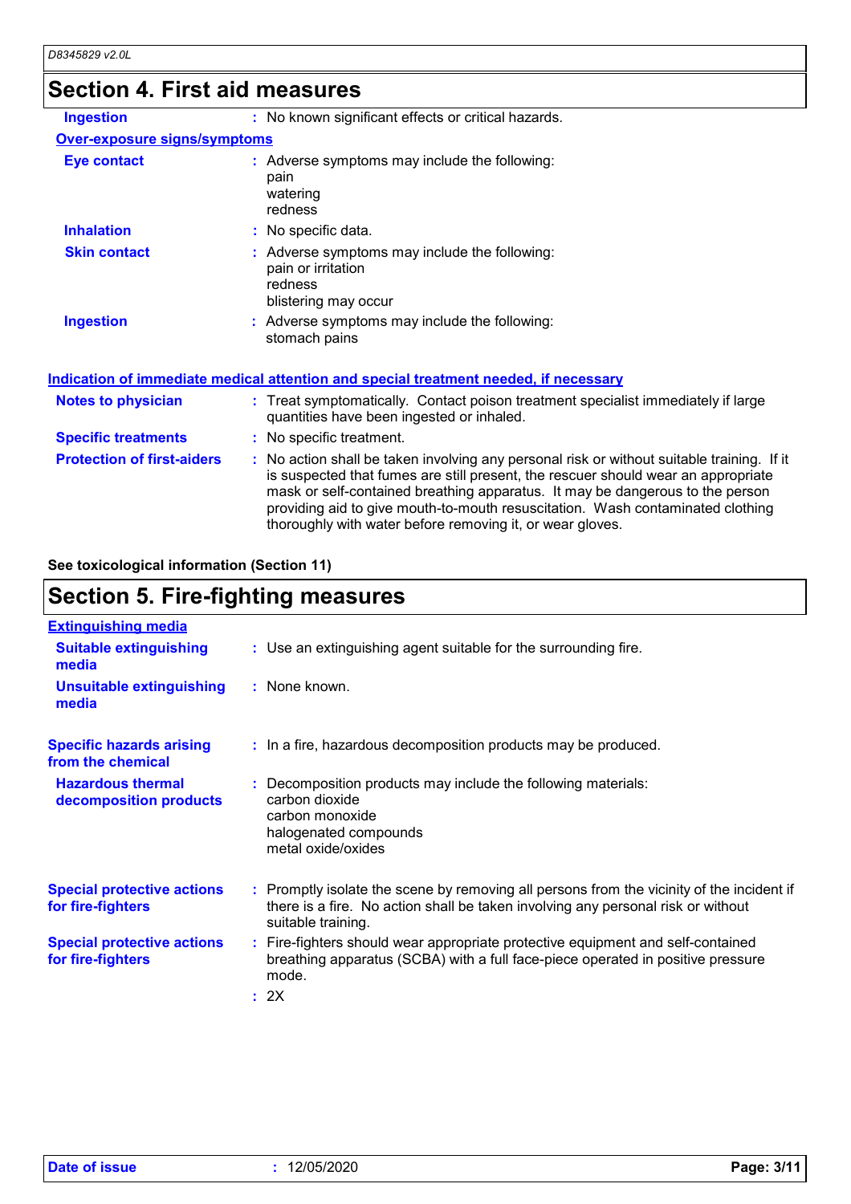## Section 4. First aid measures

| | |
|---|---|
| **Ingestion** | : No known significant effects or critical hazards. |

**Over-exposure signs/symptoms**

| | |
|---|---|
| **Eye contact** | : Adverse symptoms may include the following:<br>pain<br>watering<br>redness |
| **Inhalation** | : No specific data. |
| **Skin contact** | : Adverse symptoms may include the following:<br>pain or irritation<br>redness<br>blistering may occur |
| **Ingestion** | : Adverse symptoms may include the following:<br>stomach pains |

**Indication of immediate medical attention and special treatment needed, if necessary**

| | |
|---|---|
| **Notes to physician** | : Treat symptomatically. Contact poison treatment specialist immediately if large quantities have been ingested or inhaled. |
| **Specific treatments** | : No specific treatment. |
| **Protection of first-aiders** | : No action shall be taken involving any personal risk or without suitable training. If it is suspected that fumes are still present, the rescuer should wear an appropriate mask or self-contained breathing apparatus. It may be dangerous to the person providing aid to give mouth-to-mouth resuscitation. Wash contaminated clothing thoroughly with water before removing it, or wear gloves. |

**See toxicological information (Section 11)**

## Section 5. Fire-fighting measures

**Extinguishing media**

| | |
|---|---|
| **Suitable extinguishing media** | : Use an extinguishing agent suitable for the surrounding fire. |
| **Unsuitable extinguishing media** | : None known. |
| **Specific hazards arising from the chemical** | : In a fire, hazardous decomposition products may be produced. |
| **Hazardous thermal decomposition products** | : Decomposition products may include the following materials:<br>carbon dioxide<br>carbon monoxide<br>halogenated compounds<br>metal oxide/oxides |
| **Special protective actions for fire-fighters** | : Promptly isolate the scene by removing all persons from the vicinity of the incident if there is a fire. No action shall be taken involving any personal risk or without suitable training. |
| **Special protective actions for fire-fighters** | : Fire-fighters should wear appropriate protective equipment and self-contained breathing apparatus (SCBA) with a full face-piece operated in positive pressure mode. |
| | : 2X |

**Date of issue** : 12/05/2020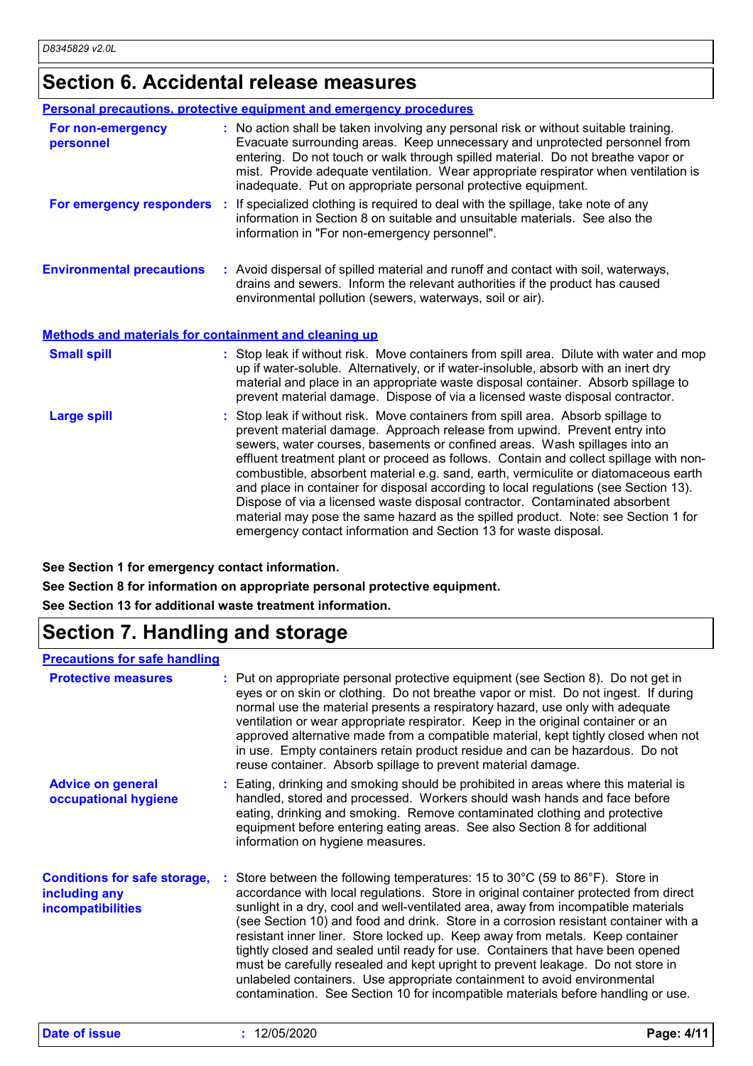## Section 6. Accidental release measures

### Personal precautions, protective equipment and emergency procedures

**For non-emergency personnel** : No action shall be taken involving any personal risk or without suitable training. Evacuate surrounding areas. Keep unnecessary and unprotected personnel from entering. Do not touch or walk through spilled material. Do not breathe vapor or mist. Provide adequate ventilation. Wear appropriate respirator when ventilation is inadequate. Put on appropriate personal protective equipment.

**For emergency responders** : If specialized clothing is required to deal with the spillage, take note of any information in Section 8 on suitable and unsuitable materials. See also the information in "For non-emergency personnel".

**Environmental precautions** : Avoid dispersal of spilled material and runoff and contact with soil, waterways, drains and sewers. Inform the relevant authorities if the product has caused environmental pollution (sewers, waterways, soil or air).

### Methods and materials for containment and cleaning up

**Small spill** : Stop leak if without risk. Move containers from spill area. Dilute with water and mop up if water-soluble. Alternatively, or if water-insoluble, absorb with an inert dry material and place in an appropriate waste disposal container. Absorb spillage to prevent material damage. Dispose of via a licensed waste disposal contractor.

**Large spill** : Stop leak if without risk. Move containers from spill area. Absorb spillage to prevent material damage. Approach release from upwind. Prevent entry into sewers, water courses, basements or confined areas. Wash spillages into an effluent treatment plant or proceed as follows. Contain and collect spillage with non-combustible, absorbent material e.g. sand, earth, vermiculite or diatomaceous earth and place in container for disposal according to local regulations (see Section 13). Dispose of via a licensed waste disposal contractor. Contaminated absorbent material may pose the same hazard as the spilled product. Note: see Section 1 for emergency contact information and Section 13 for waste disposal.

**See Section 1 for emergency contact information.**

**See Section 8 for information on appropriate personal protective equipment.**

**See Section 13 for additional waste treatment information.**

## Section 7. Handling and storage

### Precautions for safe handling

**Protective measures** : Put on appropriate personal protective equipment (see Section 8). Do not get in eyes or on skin or clothing. Do not breathe vapor or mist. Do not ingest. If during normal use the material presents a respiratory hazard, use only with adequate ventilation or wear appropriate respirator. Keep in the original container or an approved alternative made from a compatible material, kept tightly closed when not in use. Empty containers retain product residue and can be hazardous. Do not reuse container. Absorb spillage to prevent material damage.

**Advice on general occupational hygiene** : Eating, drinking and smoking should be prohibited in areas where this material is handled, stored and processed. Workers should wash hands and face before eating, drinking and smoking. Remove contaminated clothing and protective equipment before entering eating areas. See also Section 8 for additional information on hygiene measures.

**Conditions for safe storage, including any incompatibilities** : Store between the following temperatures: 15 to 30°C (59 to 86°F). Store in accordance with local regulations. Store in original container protected from direct sunlight in a dry, cool and well-ventilated area, away from incompatible materials (see Section 10) and food and drink. Store in a corrosion resistant container with a resistant inner liner. Store locked up. Keep away from metals. Keep container tightly closed and sealed until ready for use. Containers that have been opened must be carefully resealed and kept upright to prevent leakage. Do not store in unlabeled containers. Use appropriate containment to avoid environmental contamination. See Section 10 for incompatible materials before handling or use.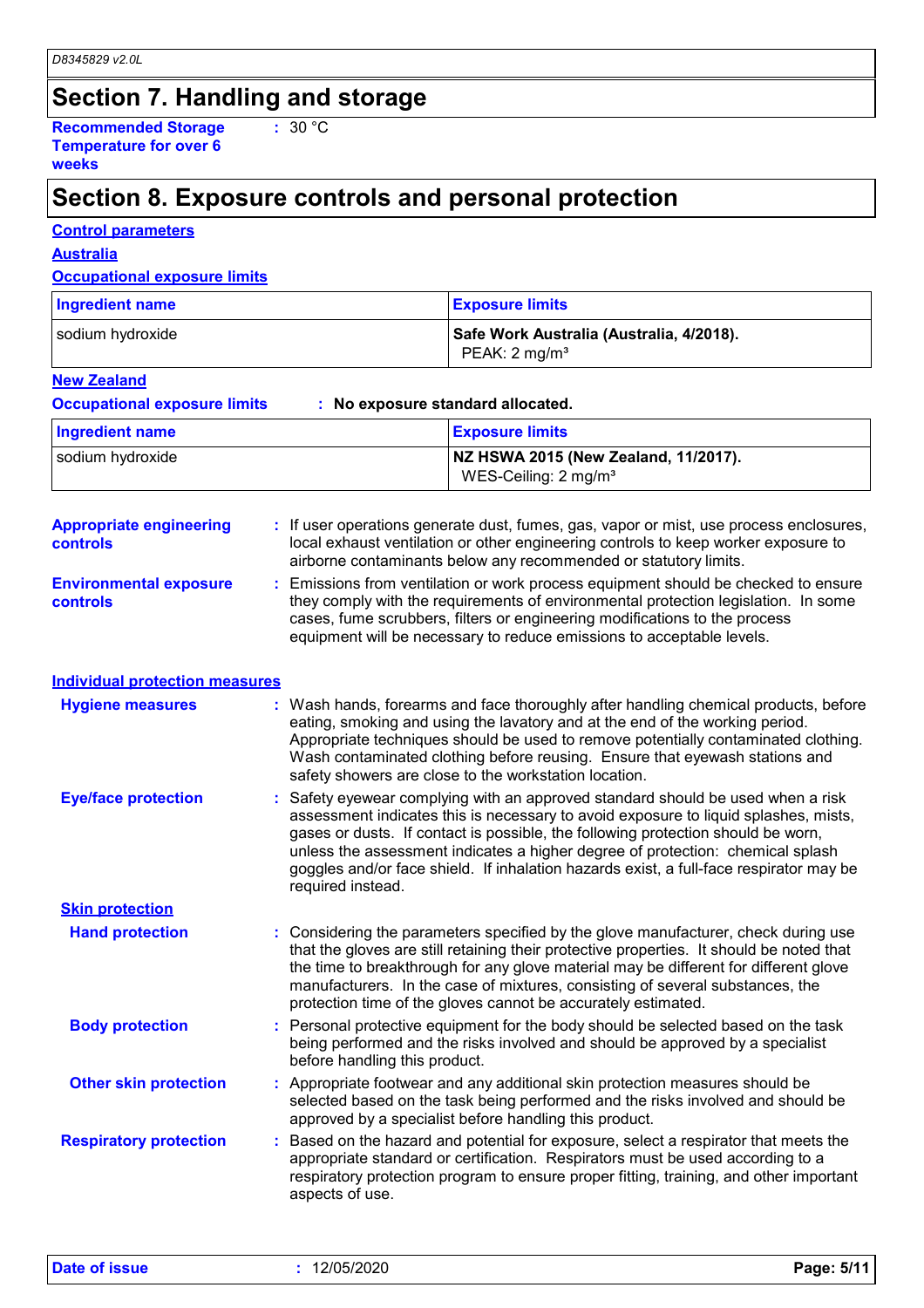# Section 7. Handling and storage

**Recommended Storage Temperature for over 6 weeks** : 30 °C

# Section 8. Exposure controls and personal protection

## Control parameters

### Australia

**Occupational exposure limits**

| Ingredient name | Exposure limits |
|---|---|
| sodium hydroxide | **Safe Work Australia (Australia, 4/2018).** PEAK: 2 mg/m³ |

### New Zealand

**Occupational exposure limits** : **No exposure standard allocated.**

| Ingredient name | Exposure limits |
|---|---|
| sodium hydroxide | **NZ HSWA 2015 (New Zealand, 11/2017).** WES-Ceiling: 2 mg/m³ |

**Appropriate engineering controls** : If user operations generate dust, fumes, gas, vapor or mist, use process enclosures, local exhaust ventilation or other engineering controls to keep worker exposure to airborne contaminants below any recommended or statutory limits.

**Environmental exposure controls** : Emissions from ventilation or work process equipment should be checked to ensure they comply with the requirements of environmental protection legislation. In some cases, fume scrubbers, filters or engineering modifications to the process equipment will be necessary to reduce emissions to acceptable levels.

## Individual protection measures

**Hygiene measures** : Wash hands, forearms and face thoroughly after handling chemical products, before eating, smoking and using the lavatory and at the end of the working period. Appropriate techniques should be used to remove potentially contaminated clothing. Wash contaminated clothing before reusing. Ensure that eyewash stations and safety showers are close to the workstation location.

**Eye/face protection** : Safety eyewear complying with an approved standard should be used when a risk assessment indicates this is necessary to avoid exposure to liquid splashes, mists, gases or dusts. If contact is possible, the following protection should be worn, unless the assessment indicates a higher degree of protection: chemical splash goggles and/or face shield. If inhalation hazards exist, a full-face respirator may be required instead.

### Skin protection

**Hand protection** : Considering the parameters specified by the glove manufacturer, check during use that the gloves are still retaining their protective properties. It should be noted that the time to breakthrough for any glove material may be different for different glove manufacturers. In the case of mixtures, consisting of several substances, the protection time of the gloves cannot be accurately estimated.

**Body protection** : Personal protective equipment for the body should be selected based on the task being performed and the risks involved and should be approved by a specialist before handling this product.

**Other skin protection** : Appropriate footwear and any additional skin protection measures should be selected based on the task being performed and the risks involved and should be approved by a specialist before handling this product.

**Respiratory protection** : Based on the hazard and potential for exposure, select a respirator that meets the appropriate standard or certification. Respirators must be used according to a respiratory protection program to ensure proper fitting, training, and other important aspects of use.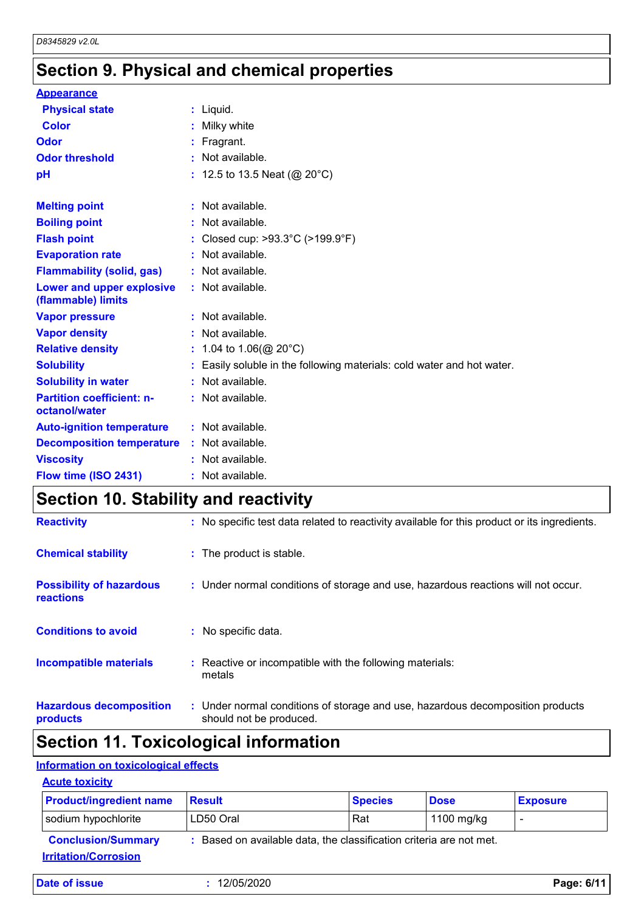## Section 9. Physical and chemical properties

**Appearance**

**Physical state** : Liquid.

**Color** : Milky white

**Odor** : Fragrant.

**Odor threshold** : Not available.

**pH** : 12.5 to 13.5 Neat (@ 20°C)

**Melting point** : Not available.

**Boiling point** : Not available.

**Flash point** : Closed cup: >93.3°C (>199.9°F)

**Evaporation rate** : Not available.

**Flammability (solid, gas)** : Not available.

**Lower and upper explosive (flammable) limits** : Not available.

**Vapor pressure** : Not available.

**Vapor density** : Not available.

**Relative density** : 1.04 to 1.06(@ 20°C)

**Solubility** : Easily soluble in the following materials: cold water and hot water.

**Solubility in water** : Not available.

**Partition coefficient: n-octanol/water** : Not available.

**Auto-ignition temperature** : Not available.

**Decomposition temperature** : Not available.

**Viscosity** : Not available.

**Flow time (ISO 2431)** : Not available.

## Section 10. Stability and reactivity

**Reactivity** : No specific test data related to reactivity available for this product or its ingredients.

**Chemical stability** : The product is stable.

**Possibility of hazardous reactions** : Under normal conditions of storage and use, hazardous reactions will not occur.

**Conditions to avoid** : No specific data.

**Incompatible materials** : Reactive or incompatible with the following materials:
metals

**Hazardous decomposition products** : Under normal conditions of storage and use, hazardous decomposition products should not be produced.

## Section 11. Toxicological information

**Information on toxicological effects**

**Acute toxicity**

| Product/ingredient name | Result | Species | Dose | Exposure |
|---|---|---|---|---|
| sodium hypochlorite | LD50 Oral | Rat | 1100 mg/kg | - |

**Conclusion/Summary** : Based on available data, the classification criteria are not met.

**Irritation/Corrosion**

**Date of issue** : 12/05/2020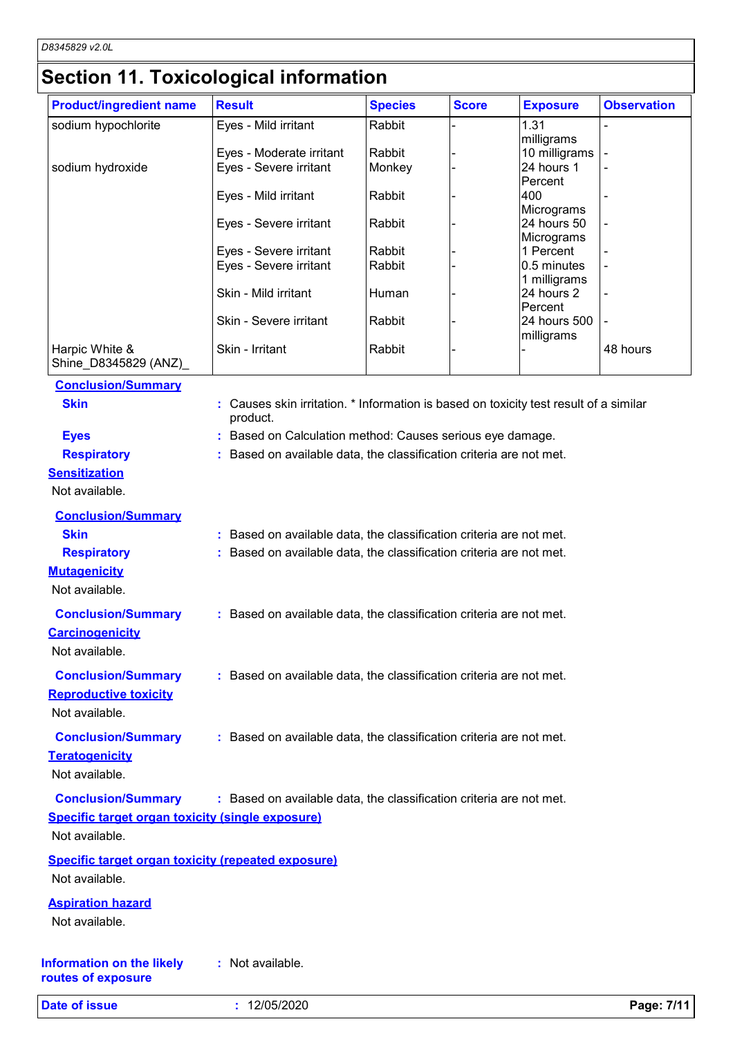# Section 11. Toxicological information

| Product/ingredient name | Result | Species | Score | Exposure | Observation |
|---|---|---|---|---|---|
| sodium hypochlorite | Eyes - Mild irritant | Rabbit | - | 1.31 milligrams | - |
| | Eyes - Moderate irritant | Rabbit | - | 10 milligrams | - |
| sodium hydroxide | Eyes - Severe irritant | Monkey | - | 24 hours 1 Percent | - |
| | Eyes - Mild irritant | Rabbit | - | 400 Micrograms | - |
| | Eyes - Severe irritant | Rabbit | - | 24 hours 50 Micrograms | - |
| | Eyes - Severe irritant | Rabbit | - | 1 Percent | - |
| | Eyes - Severe irritant | Rabbit | - | 0.5 minutes 1 milligrams | - |
| | Skin - Mild irritant | Human | - | 24 hours 2 Percent | - |
| | Skin - Severe irritant | Rabbit | - | 24 hours 500 milligrams | - |
| Harpic White & Shine_D8345829 (ANZ)_ | Skin - Irritant | Rabbit | - | - | 48 hours |

**Conclusion/Summary**

**Skin** : Causes skin irritation. * Information is based on toxicity test result of a similar product.

**Eyes** : Based on Calculation method: Causes serious eye damage.

**Respiratory** : Based on available data, the classification criteria are not met.

**Sensitization**

Not available.

**Conclusion/Summary**

**Skin** : Based on available data, the classification criteria are not met.

**Respiratory** : Based on available data, the classification criteria are not met.

**Mutagenicity**

Not available.

**Conclusion/Summary** : Based on available data, the classification criteria are not met.

**Carcinogenicity**

Not available.

**Conclusion/Summary** : Based on available data, the classification criteria are not met.

**Reproductive toxicity**

Not available.

**Conclusion/Summary** : Based on available data, the classification criteria are not met.

**Teratogenicity**

Not available.

**Conclusion/Summary** : Based on available data, the classification criteria are not met.

**Specific target organ toxicity (single exposure)**

Not available.

**Specific target organ toxicity (repeated exposure)**

Not available.

**Aspiration hazard**

Not available.

**Information on the likely routes of exposure** : Not available.

**Date of issue** : 12/05/2020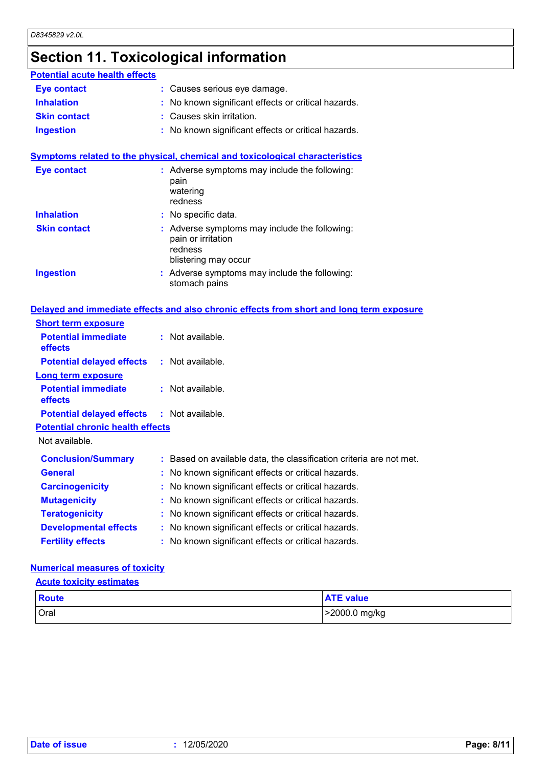## Section 11. Toxicological information

**Potential acute health effects**

**Eye contact** : Causes serious eye damage.

**Inhalation** : No known significant effects or critical hazards.

**Skin contact** : Causes skin irritation.

**Ingestion** : No known significant effects or critical hazards.

**Symptoms related to the physical, chemical and toxicological characteristics**

**Eye contact** : Adverse symptoms may include the following:
pain
watering
redness

**Inhalation** : No specific data.

**Skin contact** : Adverse symptoms may include the following:
pain or irritation
redness
blistering may occur

**Ingestion** : Adverse symptoms may include the following:
stomach pains

**Delayed and immediate effects and also chronic effects from short and long term exposure**

**Short term exposure**

**Potential immediate effects** : Not available.

**Potential delayed effects** : Not available.

**Long term exposure**

**Potential immediate effects** : Not available.

**Potential delayed effects** : Not available.

**Potential chronic health effects**

Not available.

**Conclusion/Summary** : Based on available data, the classification criteria are not met.

**General** : No known significant effects or critical hazards.

**Carcinogenicity** : No known significant effects or critical hazards.

**Mutagenicity** : No known significant effects or critical hazards.

**Teratogenicity** : No known significant effects or critical hazards.

**Developmental effects** : No known significant effects or critical hazards.

**Fertility effects** : No known significant effects or critical hazards.

**Numerical measures of toxicity**

**Acute toxicity estimates**

| Route | ATE value |
|---|---|
| Oral | >2000.0 mg/kg |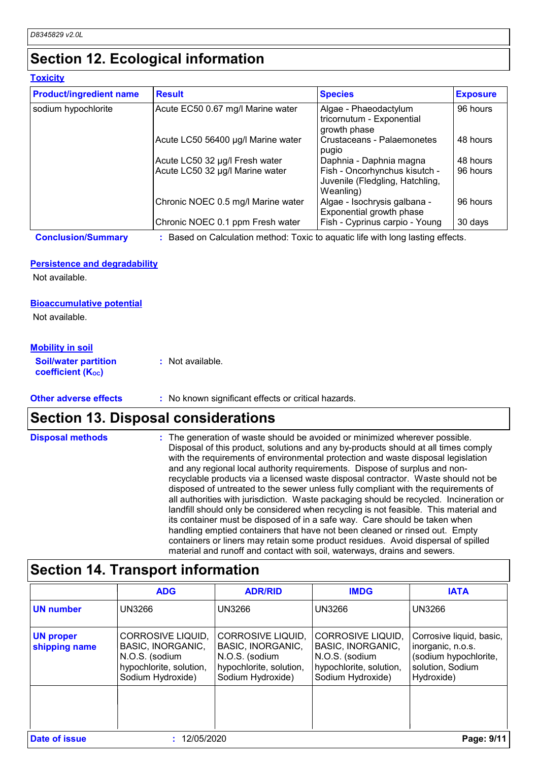## Section 12. Ecological information

### Toxicity

| Product/ingredient name | Result | Species | Exposure |
|---|---|---|---|
| sodium hypochlorite | Acute EC50 0.67 mg/l Marine water | Algae - Phaeodactylum tricornutum - Exponential growth phase | 96 hours |
| | Acute LC50 56400 µg/l Marine water | Crustaceans - Palaemonetes pugio | 48 hours |
| | Acute LC50 32 µg/l Fresh water | Daphnia - Daphnia magna | 48 hours |
| | Acute LC50 32 µg/l Marine water | Fish - Oncorhynchus kisutch - Juvenile (Fledgling, Hatchling, Weanling) | 96 hours |
| | Chronic NOEC 0.5 mg/l Marine water | Algae - Isochrysis galbana - Exponential growth phase | 96 hours |
| | Chronic NOEC 0.1 ppm Fresh water | Fish - Cyprinus carpio - Young | 30 days |

**Conclusion/Summary** : Based on Calculation method: Toxic to aquatic life with long lasting effects.

### Persistence and degradability

Not available.

### Bioaccumulative potential

Not available.

### Mobility in soil

**Soil/water partition coefficient ($K_{OC}$)** : Not available.

**Other adverse effects** : No known significant effects or critical hazards.

## Section 13. Disposal considerations

**Disposal methods** : The generation of waste should be avoided or minimized wherever possible. Disposal of this product, solutions and any by-products should at all times comply with the requirements of environmental protection and waste disposal legislation and any regional local authority requirements. Dispose of surplus and non-recyclable products via a licensed waste disposal contractor. Waste should not be disposed of untreated to the sewer unless fully compliant with the requirements of all authorities with jurisdiction. Waste packaging should be recycled. Incineration or landfill should only be considered when recycling is not feasible. This material and its container must be disposed of in a safe way. Care should be taken when handling emptied containers that have not been cleaned or rinsed out. Empty containers or liners may retain some product residues. Avoid dispersal of spilled material and runoff and contact with soil, waterways, drains and sewers.

## Section 14. Transport information

| | ADG | ADR/RID | IMDG | IATA |
|---|---|---|---|---|
| **UN number** | UN3266 | UN3266 | UN3266 | UN3266 |
| **UN proper shipping name** | CORROSIVE LIQUID, BASIC, INORGANIC, N.O.S. (sodium hypochlorite, solution, Sodium Hydroxide) | CORROSIVE LIQUID, BASIC, INORGANIC, N.O.S. (sodium hypochlorite, solution, Sodium Hydroxide) | CORROSIVE LIQUID, BASIC, INORGANIC, N.O.S. (sodium hypochlorite, solution, Sodium Hydroxide) | Corrosive liquid, basic, inorganic, n.o.s. (sodium hypochlorite, solution, Sodium Hydroxide) |
| | | | | |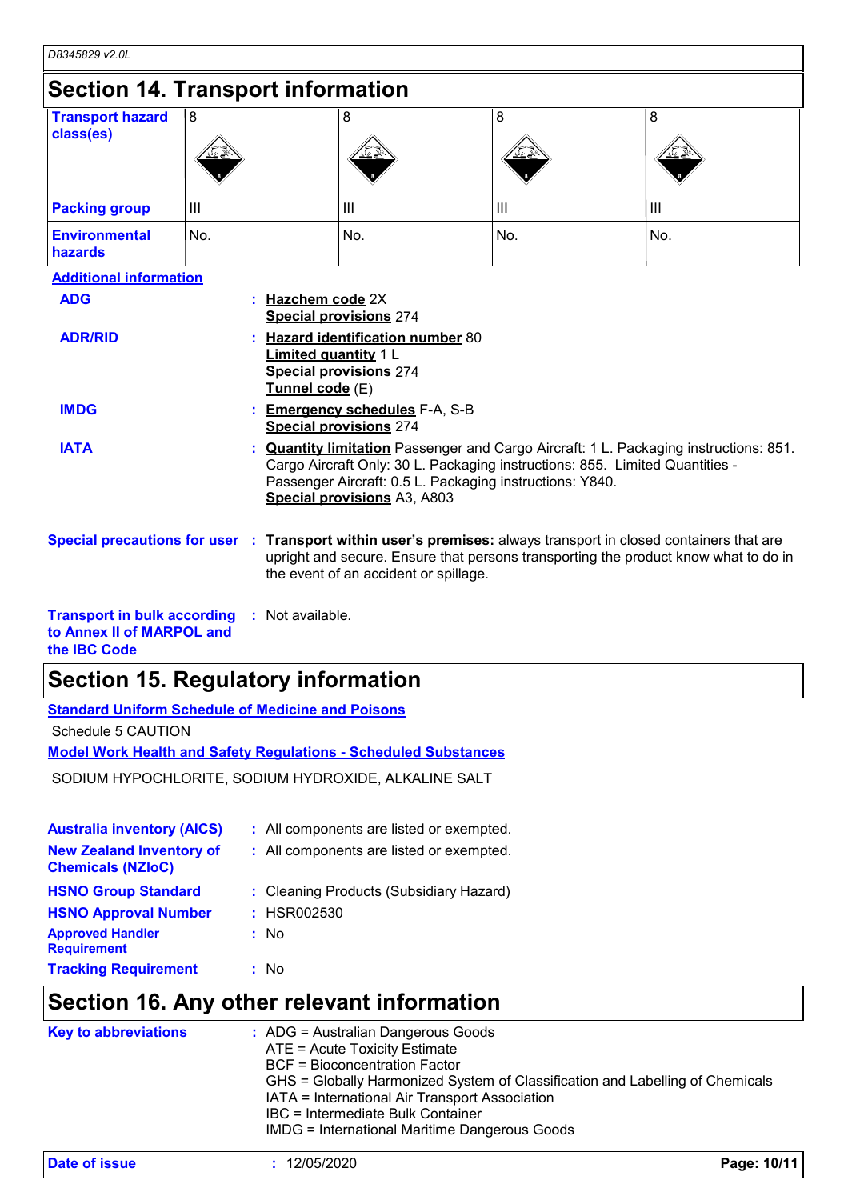D8345829 v2.0L

## Section 14. Transport information

| | | | | |
|---|---|---|---|---|
| **Transport hazard class(es)** | 8 | 8 | 8 | 8 |
| **Packing group** | III | III | III | III |
| **Environmental hazards** | No. | No. | No. | No. |

**Additional information**

**ADG** : **Hazchem code** 2X
**Special provisions** 274

**ADR/RID** : **Hazard identification number** 80
**Limited quantity** 1 L
**Special provisions** 274
**Tunnel code** (E)

**IMDG** : **Emergency schedules** F-A, S-B
**Special provisions** 274

**IATA** : **Quantity limitation** Passenger and Cargo Aircraft: 1 L. Packaging instructions: 851. Cargo Aircraft Only: 30 L. Packaging instructions: 855. Limited Quantities - Passenger Aircraft: 0.5 L. Packaging instructions: Y840.
**Special provisions** A3, A803

**Special precautions for user** : **Transport within user's premises:** always transport in closed containers that are upright and secure. Ensure that persons transporting the product know what to do in the event of an accident or spillage.

**Transport in bulk according to Annex II of MARPOL and the IBC Code** : Not available.

## Section 15. Regulatory information

**Standard Uniform Schedule of Medicine and Poisons**

Schedule 5 CAUTION

**Model Work Health and Safety Regulations - Scheduled Substances**

SODIUM HYPOCHLORITE, SODIUM HYDROXIDE, ALKALINE SALT

**Australia inventory (AICS)** : All components are listed or exempted.

**New Zealand Inventory of Chemicals (NZIoC)** : All components are listed or exempted.

**HSNO Group Standard** : Cleaning Products (Subsidiary Hazard)

**HSNO Approval Number** : HSR002530

**Approved Handler Requirement** : No

**Tracking Requirement** : No

## Section 16. Any other relevant information

**Key to abbreviations** : ADG = Australian Dangerous Goods
ATE = Acute Toxicity Estimate
BCF = Bioconcentration Factor
GHS = Globally Harmonized System of Classification and Labelling of Chemicals
IATA = International Air Transport Association
IBC = Intermediate Bulk Container
IMDG = International Maritime Dangerous Goods

**Date of issue** : 12/05/2020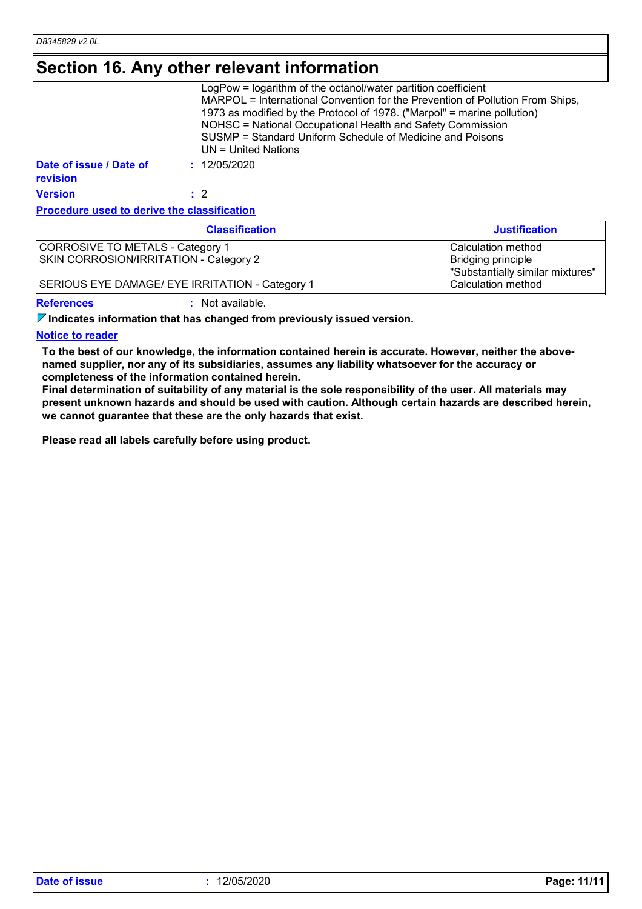# Section 16. Any other relevant information

LogPow = logarithm of the octanol/water partition coefficient
MARPOL = International Convention for the Prevention of Pollution From Ships, 1973 as modified by the Protocol of 1978. ("Marpol" = marine pollution)
NOHSC = National Occupational Health and Safety Commission
SUSMP = Standard Uniform Schedule of Medicine and Poisons
UN = United Nations

**Date of issue / Date of revision** : 12/05/2020

**Version** : 2

**Procedure used to derive the classification**

| Classification | Justification |
|---|---|
| CORROSIVE TO METALS - Category 1 | Calculation method |
| SKIN CORROSION/IRRITATION - Category 2 | Bridging principle "Substantially similar mixtures" |
| SERIOUS EYE DAMAGE/ EYE IRRITATION - Category 1 | Calculation method |

**References** : Not available.

**Indicates information that has changed from previously issued version.**

**Notice to reader**

**To the best of our knowledge, the information contained herein is accurate. However, neither the above-named supplier, nor any of its subsidiaries, assumes any liability whatsoever for the accuracy or completeness of the information contained herein.**
**Final determination of suitability of any material is the sole responsibility of the user. All materials may present unknown hazards and should be used with caution. Although certain hazards are described herein, we cannot guarantee that these are the only hazards that exist.**

**Please read all labels carefully before using product.**